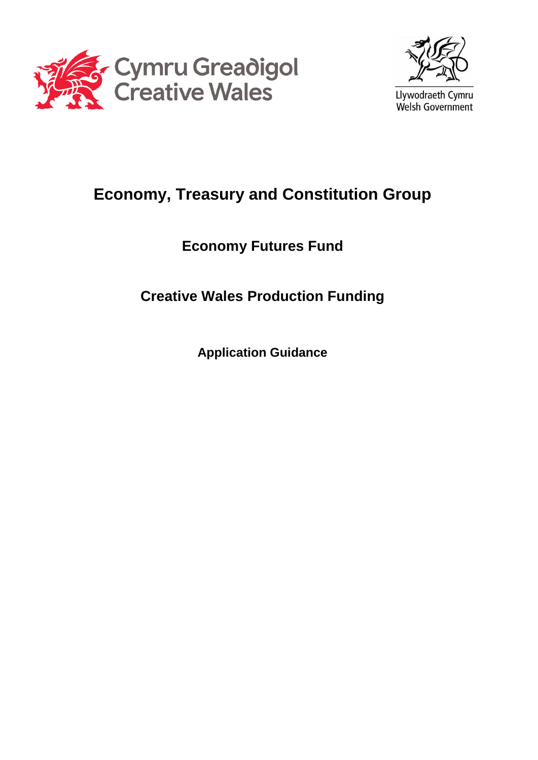Cymru Greadigol
Creative Wales

Llywodraeth Cymru
Welsh Government

# Economy, Treasury and Constitution Group

## Economy Futures Fund

## Creative Wales Production Funding

### Application Guidance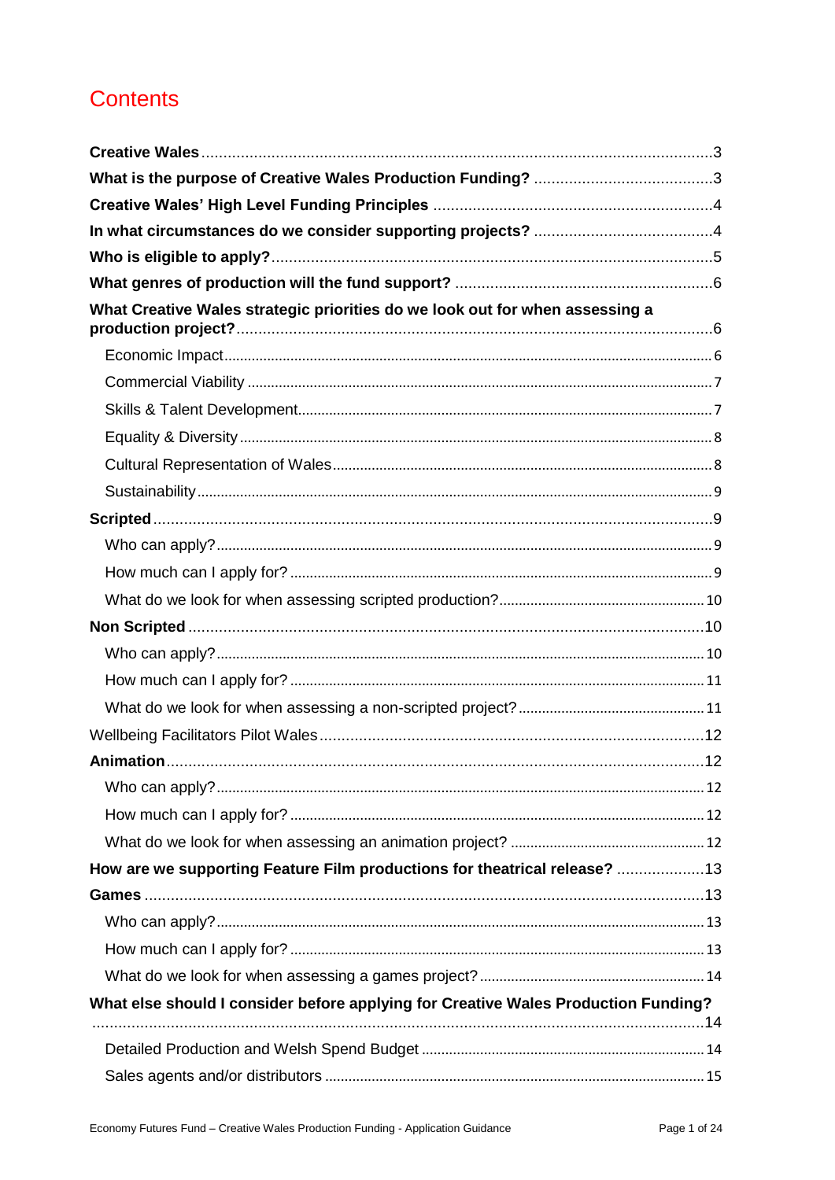# Contents

**Creative Wales** ....................................................................................................................3

**What is the purpose of Creative Wales Production Funding?** ........................................3

**Creative Wales' High Level Funding Principles** ................................................................4

**In what circumstances do we consider supporting projects?** ........................................4

**Who is eligible to apply?** ....................................................................................................5

**What genres of production will the fund support?** ..........................................................6

**What Creative Wales strategic priorities do we look out for when assessing a production project?** ............................................................................................................6

- Economic Impact ............................................................................................................6
- Commercial Viability .......................................................................................................7
- Skills & Talent Development ...........................................................................................7
- Equality & Diversity .........................................................................................................8
- Cultural Representation of Wales ...................................................................................8
- Sustainability ...................................................................................................................9

**Scripted** ...............................................................................................................................9

- Who can apply? ..............................................................................................................9
- How much can I apply for? .............................................................................................9
- What do we look for when assessing scripted production? ..........................................10

**Non Scripted** ......................................................................................................................10

- Who can apply? ............................................................................................................10
- How much can I apply for? ...........................................................................................11
- What do we look for when assessing a non-scripted project? .....................................11

Wellbeing Facilitators Pilot Wales .......................................................................................12

**Animation** ...........................................................................................................................12

- Who can apply? ............................................................................................................12
- How much can I apply for? ...........................................................................................12
- What do we look for when assessing an animation project? ........................................12

**How are we supporting Feature Film productions for theatrical release?** ....................13

**Games** .................................................................................................................................13

- Who can apply? ............................................................................................................13
- How much can I apply for? ...........................................................................................13
- What do we look for when assessing a games project? ...............................................14

**What else should I consider before applying for Creative Wales Production Funding?** ............................................................................................................................................14

- Detailed Production and Welsh Spend Budget .............................................................14
- Sales agents and/or distributors ...................................................................................15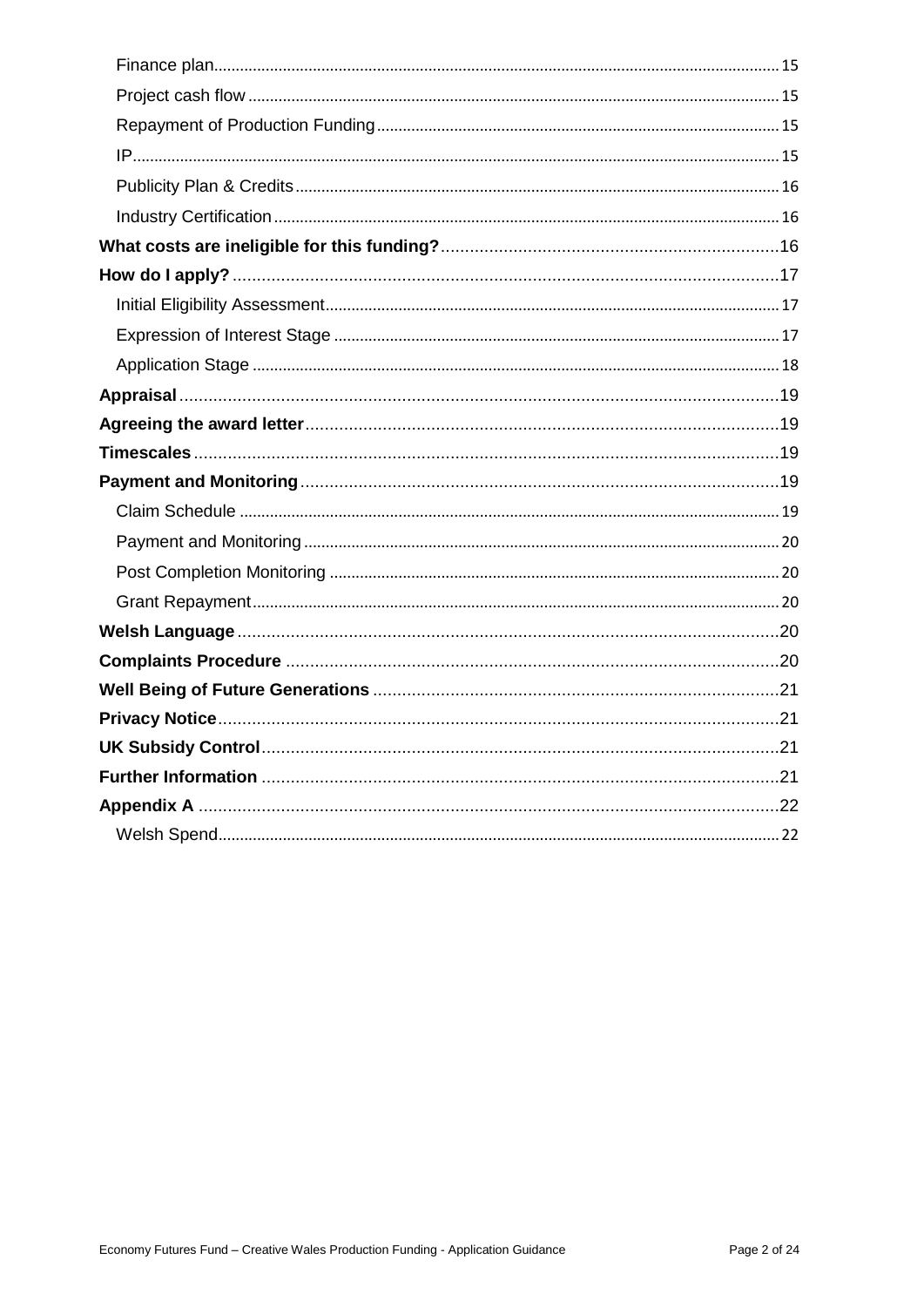Finance plan 15
Project cash flow 15
Repayment of Production Funding 15
IP 15
Publicity Plan & Credits 16
Industry Certification 16

**What costs are ineligible for this funding?** 16

**How do I apply?** 17

Initial Eligibility Assessment 17
Expression of Interest Stage 17
Application Stage 18

**Appraisal** 19

**Agreeing the award letter** 19

**Timescales** 19

**Payment and Monitoring** 19

Claim Schedule 19
Payment and Monitoring 20
Post Completion Monitoring 20
Grant Repayment 20

**Welsh Language** 20

**Complaints Procedure** 20

**Well Being of Future Generations** 21

**Privacy Notice** 21

**UK Subsidy Control** 21

**Further Information** 21

**Appendix A** 22

Welsh Spend 22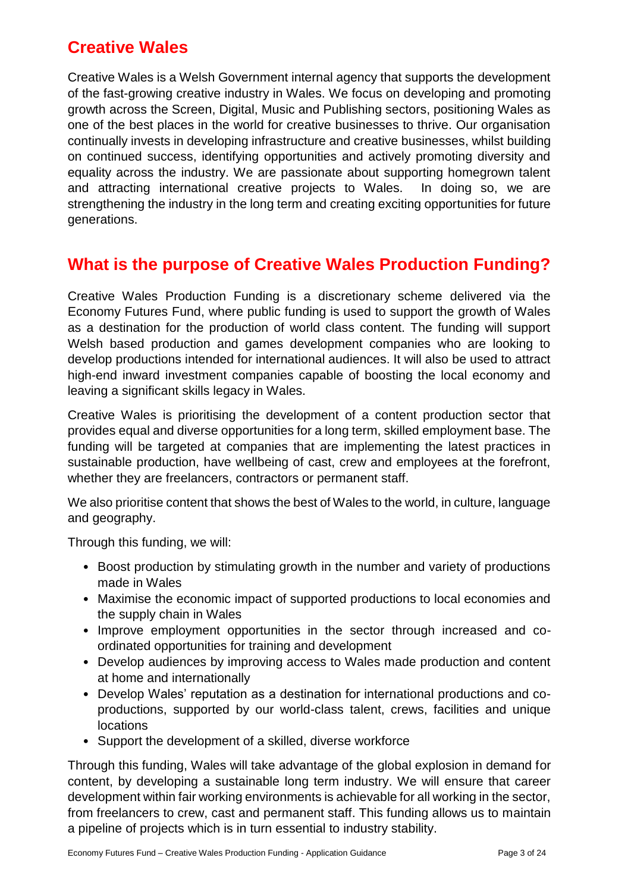## Creative Wales

Creative Wales is a Welsh Government internal agency that supports the development of the fast-growing creative industry in Wales. We focus on developing and promoting growth across the Screen, Digital, Music and Publishing sectors, positioning Wales as one of the best places in the world for creative businesses to thrive. Our organisation continually invests in developing infrastructure and creative businesses, whilst building on continued success, identifying opportunities and actively promoting diversity and equality across the industry. We are passionate about supporting homegrown talent and attracting international creative projects to Wales. In doing so, we are strengthening the industry in the long term and creating exciting opportunities for future generations.

## What is the purpose of Creative Wales Production Funding?

Creative Wales Production Funding is a discretionary scheme delivered via the Economy Futures Fund, where public funding is used to support the growth of Wales as a destination for the production of world class content. The funding will support Welsh based production and games development companies who are looking to develop productions intended for international audiences. It will also be used to attract high-end inward investment companies capable of boosting the local economy and leaving a significant skills legacy in Wales.

Creative Wales is prioritising the development of a content production sector that provides equal and diverse opportunities for a long term, skilled employment base. The funding will be targeted at companies that are implementing the latest practices in sustainable production, have wellbeing of cast, crew and employees at the forefront, whether they are freelancers, contractors or permanent staff.

We also prioritise content that shows the best of Wales to the world, in culture, language and geography.

Through this funding, we will:

- Boost production by stimulating growth in the number and variety of productions made in Wales
- Maximise the economic impact of supported productions to local economies and the supply chain in Wales
- Improve employment opportunities in the sector through increased and co-ordinated opportunities for training and development
- Develop audiences by improving access to Wales made production and content at home and internationally
- Develop Wales' reputation as a destination for international productions and co-productions, supported by our world-class talent, crews, facilities and unique locations
- Support the development of a skilled, diverse workforce

Through this funding, Wales will take advantage of the global explosion in demand for content, by developing a sustainable long term industry. We will ensure that career development within fair working environments is achievable for all working in the sector, from freelancers to crew, cast and permanent staff. This funding allows us to maintain a pipeline of projects which is in turn essential to industry stability.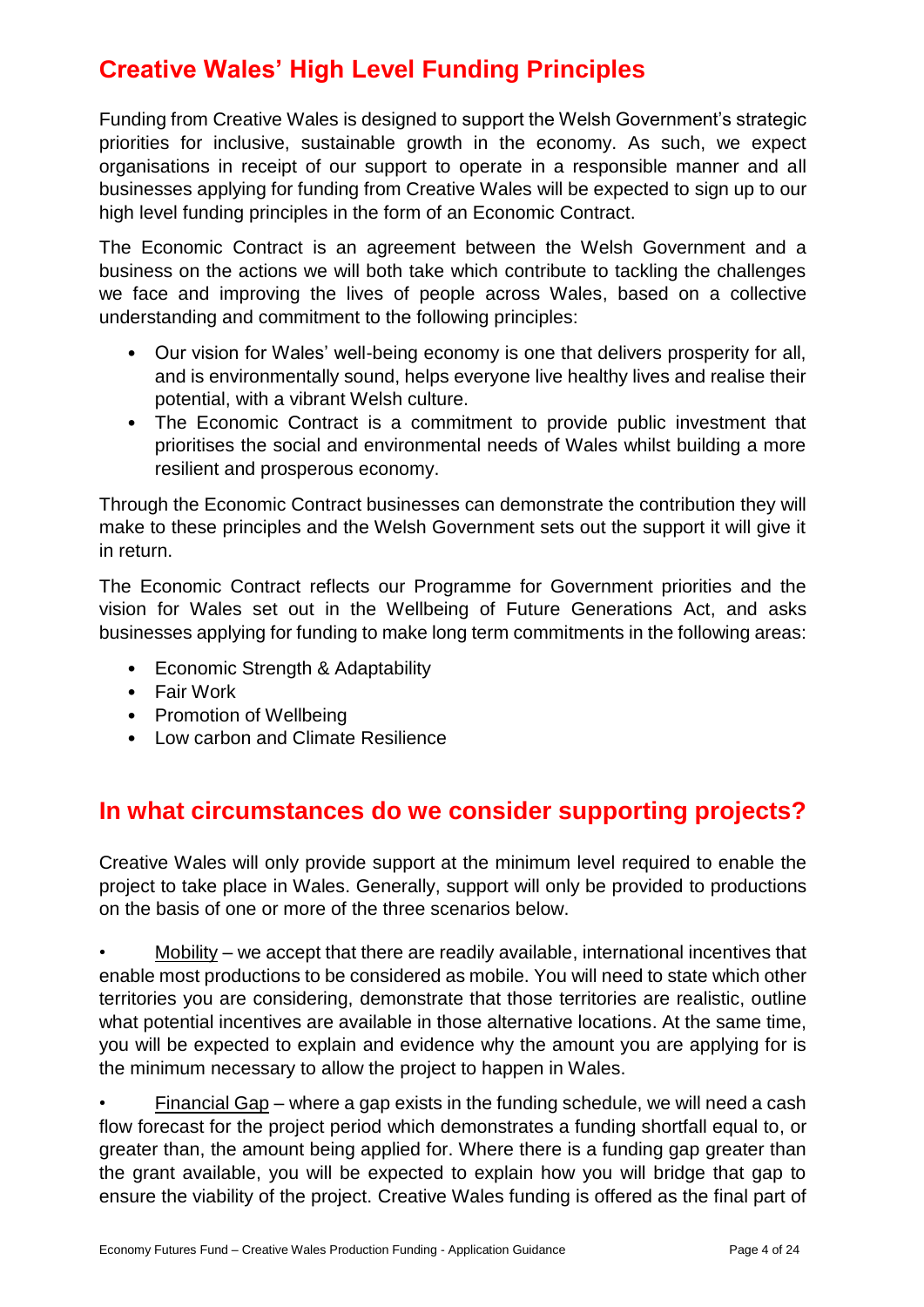## Creative Wales' High Level Funding Principles

Funding from Creative Wales is designed to support the Welsh Government's strategic priorities for inclusive, sustainable growth in the economy. As such, we expect organisations in receipt of our support to operate in a responsible manner and all businesses applying for funding from Creative Wales will be expected to sign up to our high level funding principles in the form of an Economic Contract.

The Economic Contract is an agreement between the Welsh Government and a business on the actions we will both take which contribute to tackling the challenges we face and improving the lives of people across Wales, based on a collective understanding and commitment to the following principles:

- Our vision for Wales' well-being economy is one that delivers prosperity for all, and is environmentally sound, helps everyone live healthy lives and realise their potential, with a vibrant Welsh culture.
- The Economic Contract is a commitment to provide public investment that prioritises the social and environmental needs of Wales whilst building a more resilient and prosperous economy.

Through the Economic Contract businesses can demonstrate the contribution they will make to these principles and the Welsh Government sets out the support it will give it in return.

The Economic Contract reflects our Programme for Government priorities and the vision for Wales set out in the Wellbeing of Future Generations Act, and asks businesses applying for funding to make long term commitments in the following areas:

- Economic Strength & Adaptability
- Fair Work
- Promotion of Wellbeing
- Low carbon and Climate Resilience

## In what circumstances do we consider supporting projects?

Creative Wales will only provide support at the minimum level required to enable the project to take place in Wales. Generally, support will only be provided to productions on the basis of one or more of the three scenarios below.

- Mobility – we accept that there are readily available, international incentives that enable most productions to be considered as mobile. You will need to state which other territories you are considering, demonstrate that those territories are realistic, outline what potential incentives are available in those alternative locations. At the same time, you will be expected to explain and evidence why the amount you are applying for is the minimum necessary to allow the project to happen in Wales.

- Financial Gap – where a gap exists in the funding schedule, we will need a cash flow forecast for the project period which demonstrates a funding shortfall equal to, or greater than, the amount being applied for. Where there is a funding gap greater than the grant available, you will be expected to explain how you will bridge that gap to ensure the viability of the project. Creative Wales funding is offered as the final part of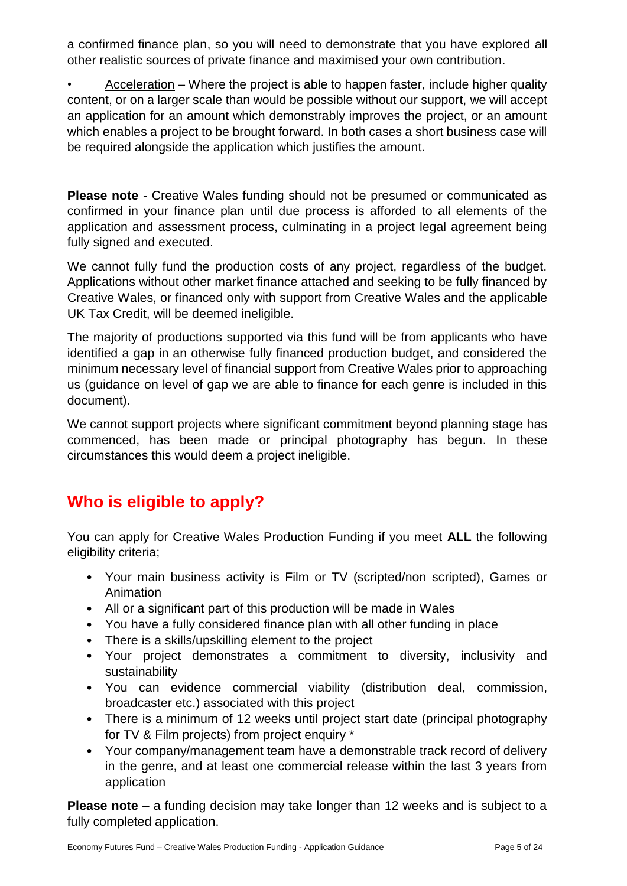a confirmed finance plan, so you will need to demonstrate that you have explored all other realistic sources of private finance and maximised your own contribution.

- Acceleration – Where the project is able to happen faster, include higher quality content, or on a larger scale than would be possible without our support, we will accept an application for an amount which demonstrably improves the project, or an amount which enables a project to be brought forward. In both cases a short business case will be required alongside the application which justifies the amount.

**Please note** - Creative Wales funding should not be presumed or communicated as confirmed in your finance plan until due process is afforded to all elements of the application and assessment process, culminating in a project legal agreement being fully signed and executed.

We cannot fully fund the production costs of any project, regardless of the budget. Applications without other market finance attached and seeking to be fully financed by Creative Wales, or financed only with support from Creative Wales and the applicable UK Tax Credit, will be deemed ineligible.

The majority of productions supported via this fund will be from applicants who have identified a gap in an otherwise fully financed production budget, and considered the minimum necessary level of financial support from Creative Wales prior to approaching us (guidance on level of gap we are able to finance for each genre is included in this document).

We cannot support projects where significant commitment beyond planning stage has commenced, has been made or principal photography has begun. In these circumstances this would deem a project ineligible.

## Who is eligible to apply?

You can apply for Creative Wales Production Funding if you meet **ALL** the following eligibility criteria;

- Your main business activity is Film or TV (scripted/non scripted), Games or Animation
- All or a significant part of this production will be made in Wales
- You have a fully considered finance plan with all other funding in place
- There is a skills/upskilling element to the project
- Your project demonstrates a commitment to diversity, inclusivity and sustainability
- You can evidence commercial viability (distribution deal, commission, broadcaster etc.) associated with this project
- There is a minimum of 12 weeks until project start date (principal photography for TV & Film projects) from project enquiry *
- Your company/management team have a demonstrable track record of delivery in the genre, and at least one commercial release within the last 3 years from application

**Please note** – a funding decision may take longer than 12 weeks and is subject to a fully completed application.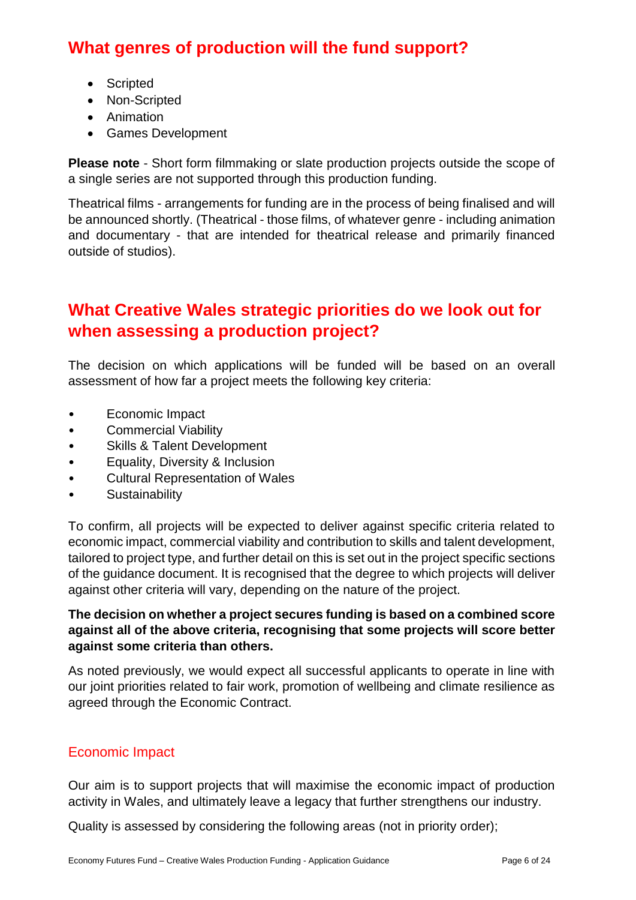## What genres of production will the fund support?

- Scripted
- Non-Scripted
- Animation
- Games Development

**Please note** - Short form filmmaking or slate production projects outside the scope of a single series are not supported through this production funding.

Theatrical films - arrangements for funding are in the process of being finalised and will be announced shortly. (Theatrical - those films, of whatever genre - including animation and documentary - that are intended for theatrical release and primarily financed outside of studios).

## What Creative Wales strategic priorities do we look out for when assessing a production project?

The decision on which applications will be funded will be based on an overall assessment of how far a project meets the following key criteria:

- Economic Impact
- Commercial Viability
- Skills & Talent Development
- Equality, Diversity & Inclusion
- Cultural Representation of Wales
- Sustainability

To confirm, all projects will be expected to deliver against specific criteria related to economic impact, commercial viability and contribution to skills and talent development, tailored to project type, and further detail on this is set out in the project specific sections of the guidance document. It is recognised that the degree to which projects will deliver against other criteria will vary, depending on the nature of the project.

**The decision on whether a project secures funding is based on a combined score against all of the above criteria, recognising that some projects will score better against some criteria than others.**

As noted previously, we would expect all successful applicants to operate in line with our joint priorities related to fair work, promotion of wellbeing and climate resilience as agreed through the Economic Contract.

### Economic Impact

Our aim is to support projects that will maximise the economic impact of production activity in Wales, and ultimately leave a legacy that further strengthens our industry.

Quality is assessed by considering the following areas (not in priority order);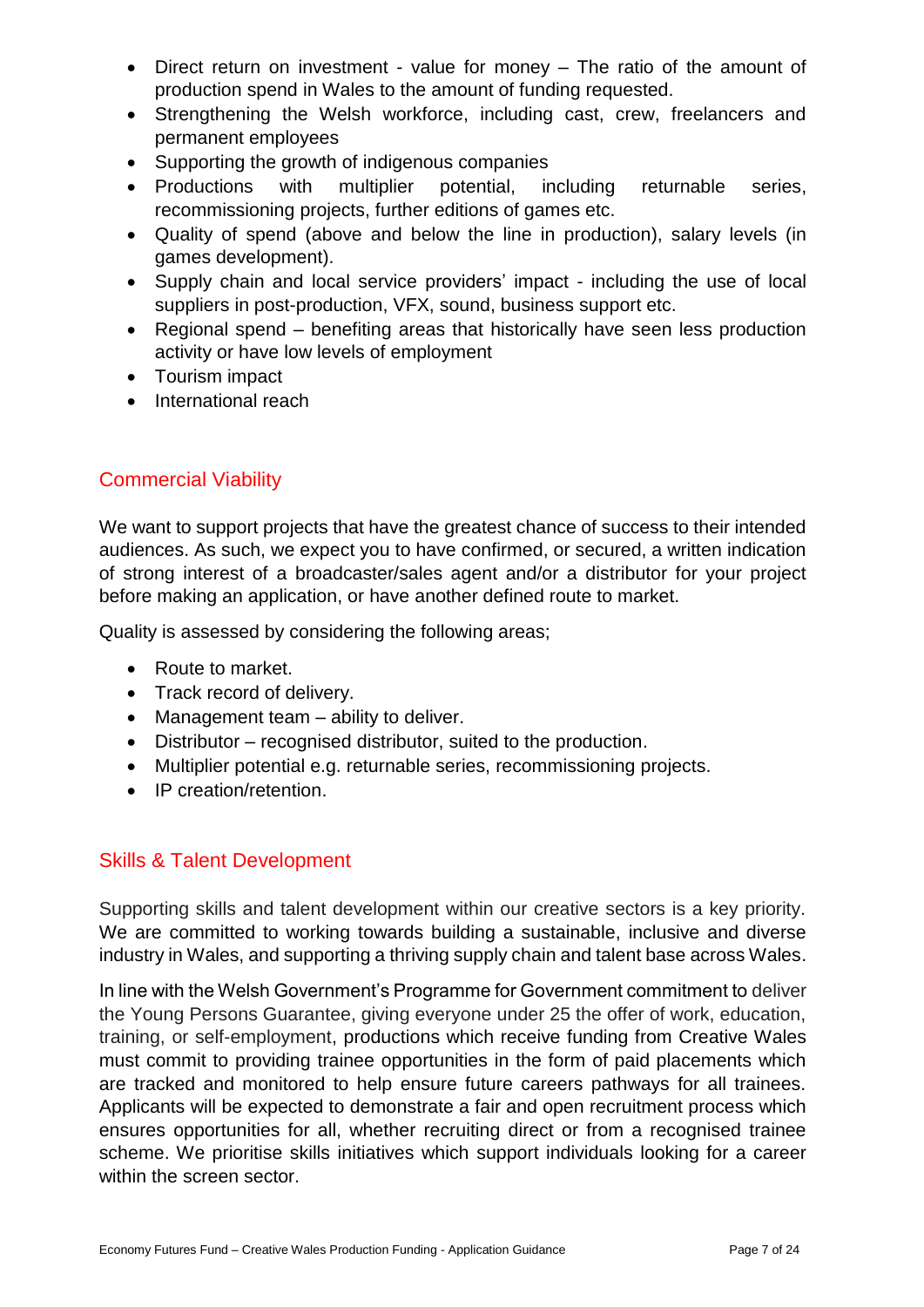- Direct return on investment - value for money – The ratio of the amount of production spend in Wales to the amount of funding requested.
- Strengthening the Welsh workforce, including cast, crew, freelancers and permanent employees
- Supporting the growth of indigenous companies
- Productions with multiplier potential, including returnable series, recommissioning projects, further editions of games etc.
- Quality of spend (above and below the line in production), salary levels (in games development).
- Supply chain and local service providers' impact - including the use of local suppliers in post-production, VFX, sound, business support etc.
- Regional spend – benefiting areas that historically have seen less production activity or have low levels of employment
- Tourism impact
- International reach

## Commercial Viability

We want to support projects that have the greatest chance of success to their intended audiences. As such, we expect you to have confirmed, or secured, a written indication of strong interest of a broadcaster/sales agent and/or a distributor for your project before making an application, or have another defined route to market.

Quality is assessed by considering the following areas;

- Route to market.
- Track record of delivery.
- Management team – ability to deliver.
- Distributor – recognised distributor, suited to the production.
- Multiplier potential e.g. returnable series, recommissioning projects.
- IP creation/retention.

## Skills & Talent Development

Supporting skills and talent development within our creative sectors is a key priority. We are committed to working towards building a sustainable, inclusive and diverse industry in Wales, and supporting a thriving supply chain and talent base across Wales.

In line with the Welsh Government's Programme for Government commitment to deliver the Young Persons Guarantee, giving everyone under 25 the offer of work, education, training, or self-employment, productions which receive funding from Creative Wales must commit to providing trainee opportunities in the form of paid placements which are tracked and monitored to help ensure future careers pathways for all trainees. Applicants will be expected to demonstrate a fair and open recruitment process which ensures opportunities for all, whether recruiting direct or from a recognised trainee scheme. We prioritise skills initiatives which support individuals looking for a career within the screen sector.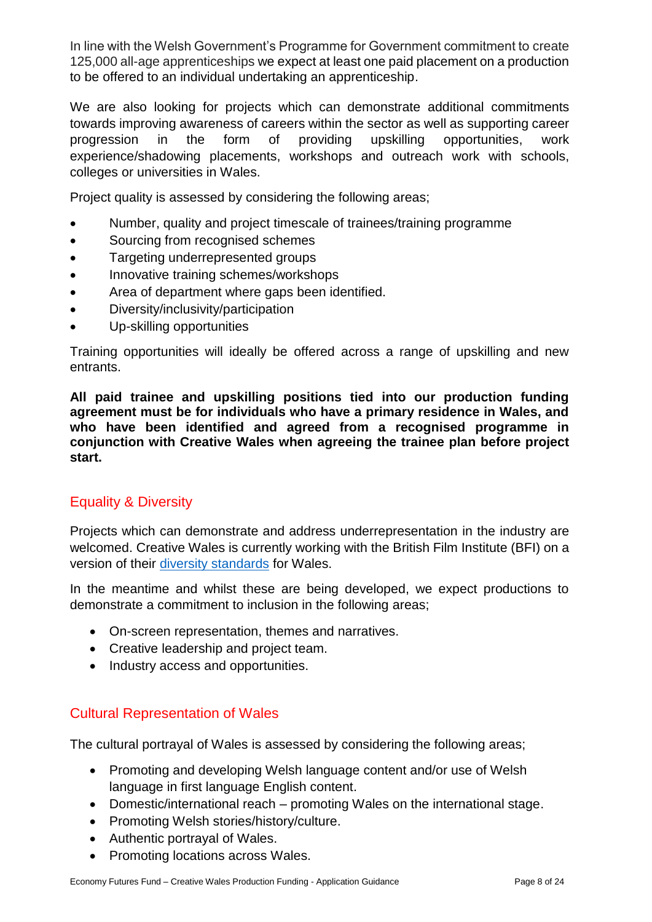In line with the Welsh Government's Programme for Government commitment to create 125,000 all-age apprenticeships we expect at least one paid placement on a production to be offered to an individual undertaking an apprenticeship.

We are also looking for projects which can demonstrate additional commitments towards improving awareness of careers within the sector as well as supporting career progression in the form of providing upskilling opportunities, work experience/shadowing placements, workshops and outreach work with schools, colleges or universities in Wales.

Project quality is assessed by considering the following areas;

- Number, quality and project timescale of trainees/training programme
- Sourcing from recognised schemes
- Targeting underrepresented groups
- Innovative training schemes/workshops
- Area of department where gaps been identified.
- Diversity/inclusivity/participation
- Up-skilling opportunities

Training opportunities will ideally be offered across a range of upskilling and new entrants.

**All paid trainee and upskilling positions tied into our production funding agreement must be for individuals who have a primary residence in Wales, and who have been identified and agreed from a recognised programme in conjunction with Creative Wales when agreeing the trainee plan before project start.**

## Equality & Diversity

Projects which can demonstrate and address underrepresentation in the industry are welcomed. Creative Wales is currently working with the British Film Institute (BFI) on a version of their diversity standards for Wales.

In the meantime and whilst these are being developed, we expect productions to demonstrate a commitment to inclusion in the following areas;

- On-screen representation, themes and narratives.
- Creative leadership and project team.
- Industry access and opportunities.

## Cultural Representation of Wales

The cultural portrayal of Wales is assessed by considering the following areas;

- Promoting and developing Welsh language content and/or use of Welsh language in first language English content.
- Domestic/international reach – promoting Wales on the international stage.
- Promoting Welsh stories/history/culture.
- Authentic portrayal of Wales.
- Promoting locations across Wales.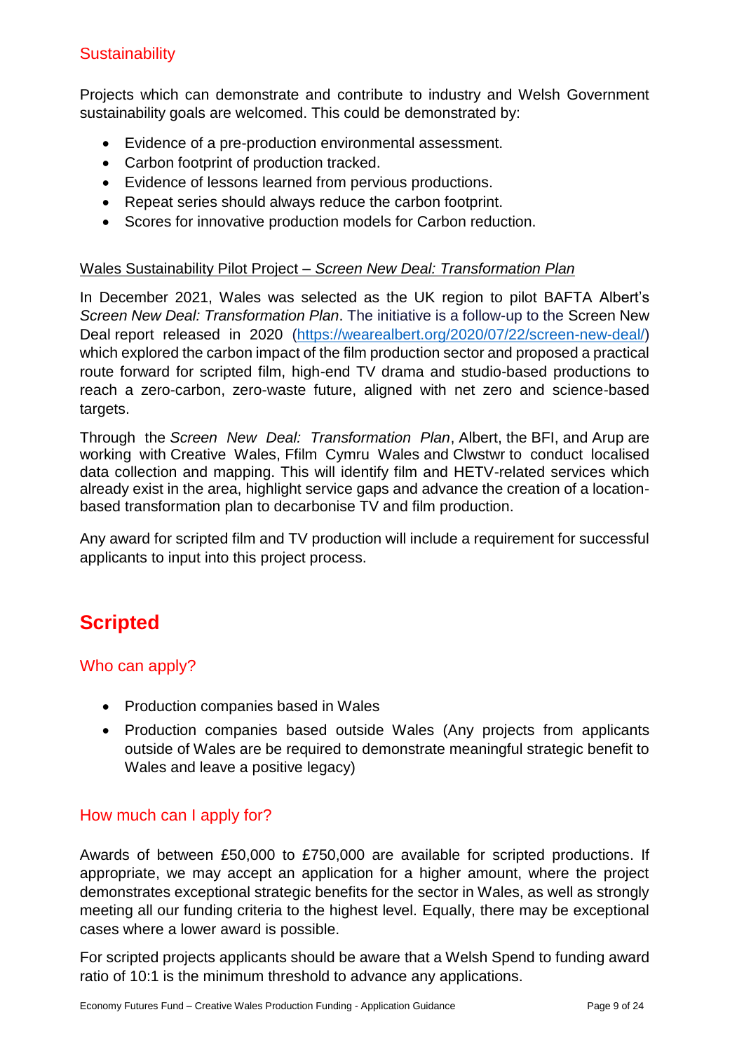### Sustainability

Projects which can demonstrate and contribute to industry and Welsh Government sustainability goals are welcomed. This could be demonstrated by:

- Evidence of a pre-production environmental assessment.
- Carbon footprint of production tracked.
- Evidence of lessons learned from pervious productions.
- Repeat series should always reduce the carbon footprint.
- Scores for innovative production models for Carbon reduction.

Wales Sustainability Pilot Project – *Screen New Deal: Transformation Plan*

In December 2021, Wales was selected as the UK region to pilot BAFTA Albert's *Screen New Deal: Transformation Plan*. The initiative is a follow-up to the Screen New Deal report released in 2020 (https://wearealbert.org/2020/07/22/screen-new-deal/) which explored the carbon impact of the film production sector and proposed a practical route forward for scripted film, high-end TV drama and studio-based productions to reach a zero-carbon, zero-waste future, aligned with net zero and science-based targets.

Through the *Screen New Deal: Transformation Plan*, Albert, the BFI, and Arup are working with Creative Wales, Ffilm Cymru Wales and Clwstwr to conduct localised data collection and mapping. This will identify film and HETV-related services which already exist in the area, highlight service gaps and advance the creation of a location-based transformation plan to decarbonise TV and film production.

Any award for scripted film and TV production will include a requirement for successful applicants to input into this project process.

## Scripted

### Who can apply?

- Production companies based in Wales
- Production companies based outside Wales (Any projects from applicants outside of Wales are be required to demonstrate meaningful strategic benefit to Wales and leave a positive legacy)

### How much can I apply for?

Awards of between £50,000 to £750,000 are available for scripted productions. If appropriate, we may accept an application for a higher amount, where the project demonstrates exceptional strategic benefits for the sector in Wales, as well as strongly meeting all our funding criteria to the highest level. Equally, there may be exceptional cases where a lower award is possible.

For scripted projects applicants should be aware that a Welsh Spend to funding award ratio of 10:1 is the minimum threshold to advance any applications.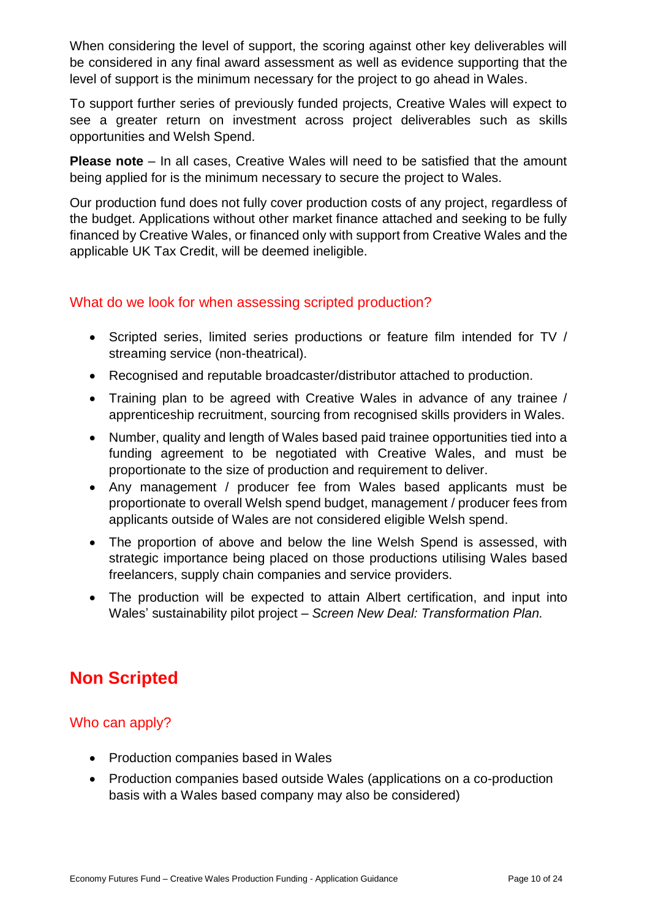When considering the level of support, the scoring against other key deliverables will be considered in any final award assessment as well as evidence supporting that the level of support is the minimum necessary for the project to go ahead in Wales.

To support further series of previously funded projects, Creative Wales will expect to see a greater return on investment across project deliverables such as skills opportunities and Welsh Spend.

**Please note** – In all cases, Creative Wales will need to be satisfied that the amount being applied for is the minimum necessary to secure the project to Wales.

Our production fund does not fully cover production costs of any project, regardless of the budget. Applications without other market finance attached and seeking to be fully financed by Creative Wales, or financed only with support from Creative Wales and the applicable UK Tax Credit, will be deemed ineligible.

### What do we look for when assessing scripted production?

- Scripted series, limited series productions or feature film intended for TV / streaming service (non-theatrical).
- Recognised and reputable broadcaster/distributor attached to production.
- Training plan to be agreed with Creative Wales in advance of any trainee / apprenticeship recruitment, sourcing from recognised skills providers in Wales.
- Number, quality and length of Wales based paid trainee opportunities tied into a funding agreement to be negotiated with Creative Wales, and must be proportionate to the size of production and requirement to deliver.
- Any management / producer fee from Wales based applicants must be proportionate to overall Welsh spend budget, management / producer fees from applicants outside of Wales are not considered eligible Welsh spend.
- The proportion of above and below the line Welsh Spend is assessed, with strategic importance being placed on those productions utilising Wales based freelancers, supply chain companies and service providers.
- The production will be expected to attain Albert certification, and input into Wales' sustainability pilot project – *Screen New Deal: Transformation Plan.*

## Non Scripted

### Who can apply?

- Production companies based in Wales
- Production companies based outside Wales (applications on a co-production basis with a Wales based company may also be considered)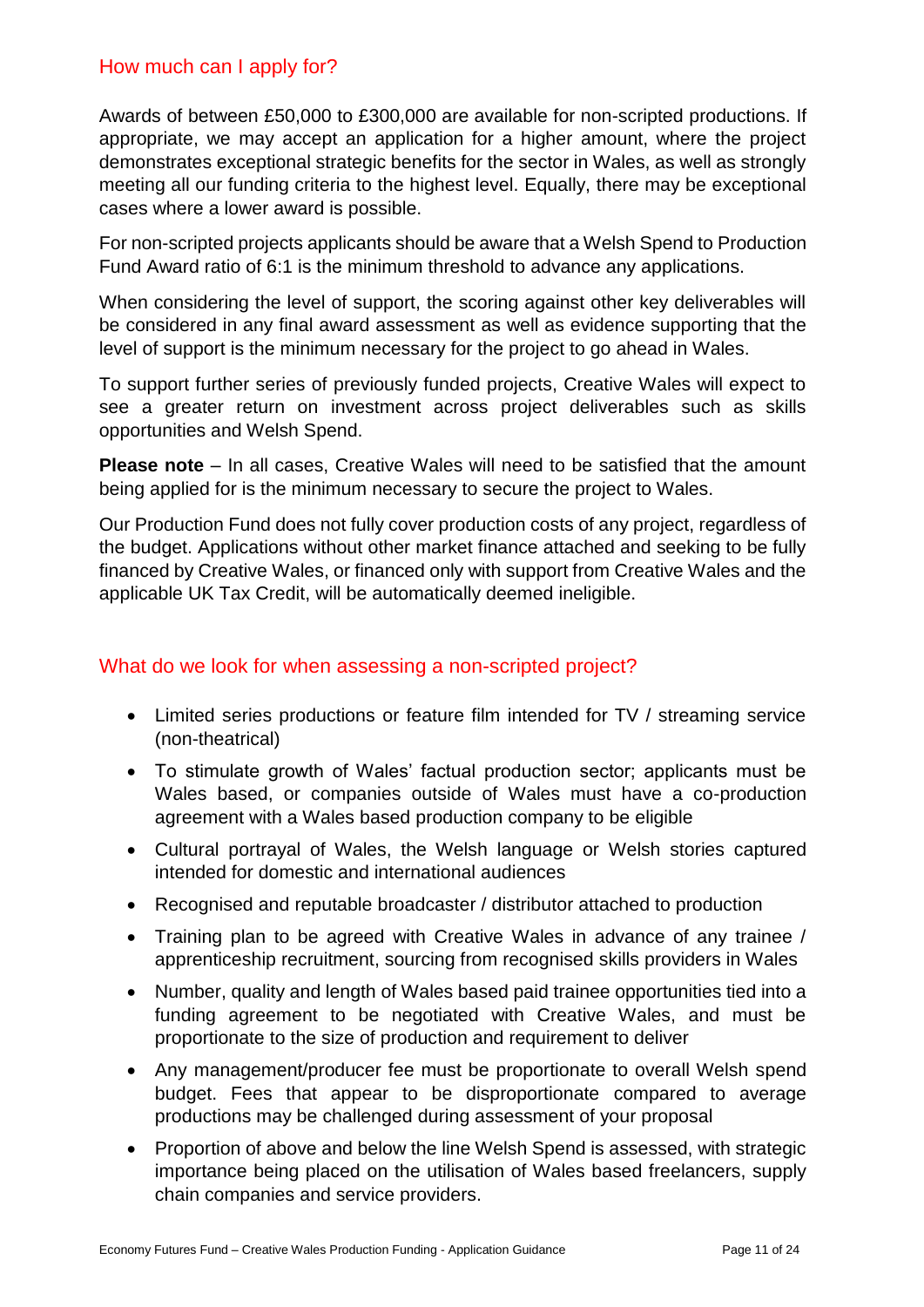## How much can I apply for?

Awards of between £50,000 to £300,000 are available for non-scripted productions. If appropriate, we may accept an application for a higher amount, where the project demonstrates exceptional strategic benefits for the sector in Wales, as well as strongly meeting all our funding criteria to the highest level. Equally, there may be exceptional cases where a lower award is possible.

For non-scripted projects applicants should be aware that a Welsh Spend to Production Fund Award ratio of 6:1 is the minimum threshold to advance any applications.

When considering the level of support, the scoring against other key deliverables will be considered in any final award assessment as well as evidence supporting that the level of support is the minimum necessary for the project to go ahead in Wales.

To support further series of previously funded projects, Creative Wales will expect to see a greater return on investment across project deliverables such as skills opportunities and Welsh Spend.

**Please note** – In all cases, Creative Wales will need to be satisfied that the amount being applied for is the minimum necessary to secure the project to Wales.

Our Production Fund does not fully cover production costs of any project, regardless of the budget. Applications without other market finance attached and seeking to be fully financed by Creative Wales, or financed only with support from Creative Wales and the applicable UK Tax Credit, will be automatically deemed ineligible.

## What do we look for when assessing a non-scripted project?

- Limited series productions or feature film intended for TV / streaming service (non-theatrical)
- To stimulate growth of Wales' factual production sector; applicants must be Wales based, or companies outside of Wales must have a co-production agreement with a Wales based production company to be eligible
- Cultural portrayal of Wales, the Welsh language or Welsh stories captured intended for domestic and international audiences
- Recognised and reputable broadcaster / distributor attached to production
- Training plan to be agreed with Creative Wales in advance of any trainee / apprenticeship recruitment, sourcing from recognised skills providers in Wales
- Number, quality and length of Wales based paid trainee opportunities tied into a funding agreement to be negotiated with Creative Wales, and must be proportionate to the size of production and requirement to deliver
- Any management/producer fee must be proportionate to overall Welsh spend budget. Fees that appear to be disproportionate compared to average productions may be challenged during assessment of your proposal
- Proportion of above and below the line Welsh Spend is assessed, with strategic importance being placed on the utilisation of Wales based freelancers, supply chain companies and service providers.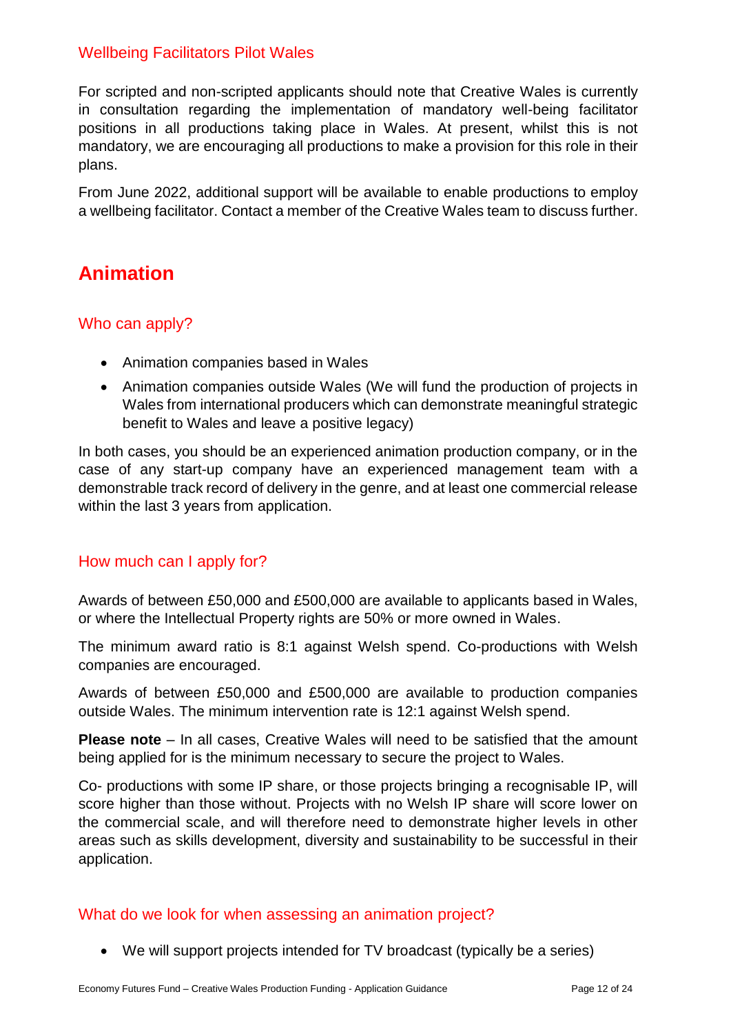### Wellbeing Facilitators Pilot Wales

For scripted and non-scripted applicants should note that Creative Wales is currently in consultation regarding the implementation of mandatory well-being facilitator positions in all productions taking place in Wales. At present, whilst this is not mandatory, we are encouraging all productions to make a provision for this role in their plans.

From June 2022, additional support will be available to enable productions to employ a wellbeing facilitator. Contact a member of the Creative Wales team to discuss further.

## Animation

### Who can apply?

- Animation companies based in Wales
- Animation companies outside Wales (We will fund the production of projects in Wales from international producers which can demonstrate meaningful strategic benefit to Wales and leave a positive legacy)

In both cases, you should be an experienced animation production company, or in the case of any start-up company have an experienced management team with a demonstrable track record of delivery in the genre, and at least one commercial release within the last 3 years from application.

### How much can I apply for?

Awards of between £50,000 and £500,000 are available to applicants based in Wales, or where the Intellectual Property rights are 50% or more owned in Wales.

The minimum award ratio is 8:1 against Welsh spend. Co-productions with Welsh companies are encouraged.

Awards of between £50,000 and £500,000 are available to production companies outside Wales. The minimum intervention rate is 12:1 against Welsh spend.

**Please note** – In all cases, Creative Wales will need to be satisfied that the amount being applied for is the minimum necessary to secure the project to Wales.

Co- productions with some IP share, or those projects bringing a recognisable IP, will score higher than those without. Projects with no Welsh IP share will score lower on the commercial scale, and will therefore need to demonstrate higher levels in other areas such as skills development, diversity and sustainability to be successful in their application.

### What do we look for when assessing an animation project?

- We will support projects intended for TV broadcast (typically be a series)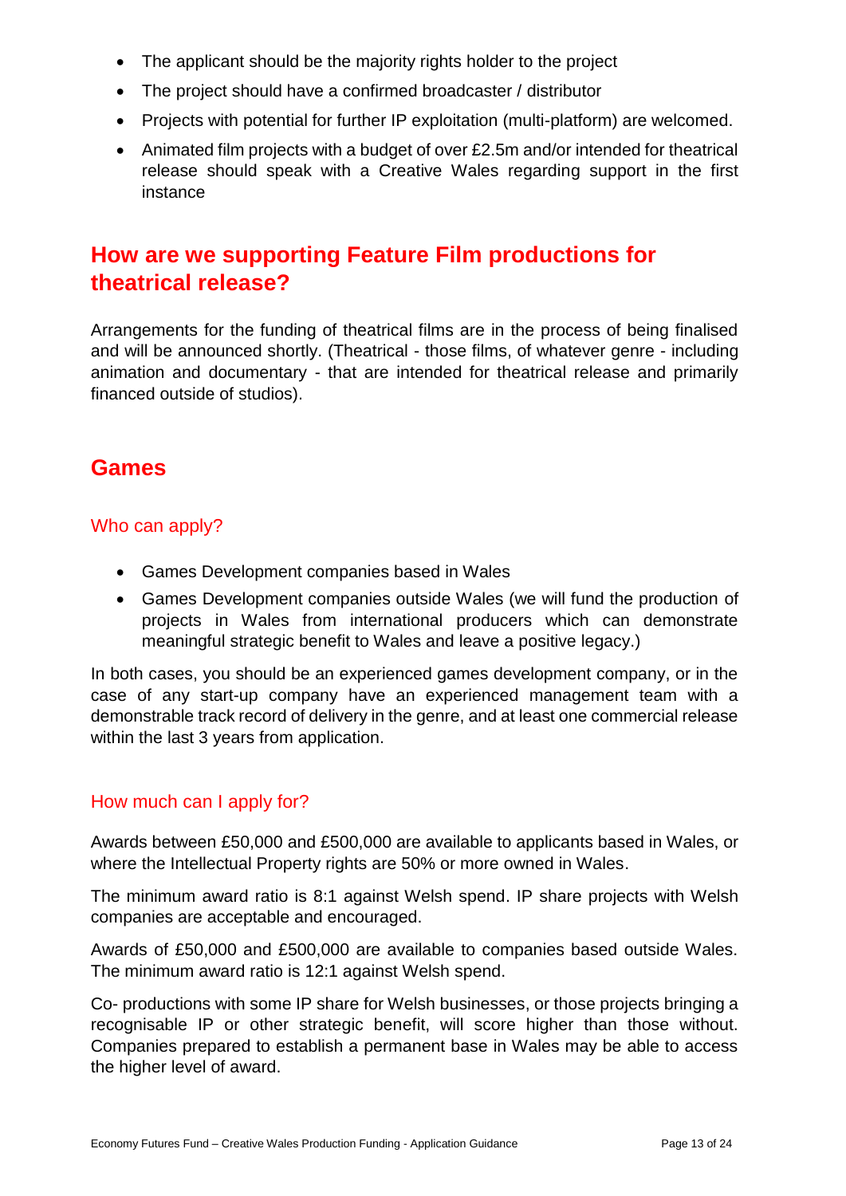- The applicant should be the majority rights holder to the project
- The project should have a confirmed broadcaster / distributor
- Projects with potential for further IP exploitation (multi-platform) are welcomed.
- Animated film projects with a budget of over £2.5m and/or intended for theatrical release should speak with a Creative Wales regarding support in the first instance

## How are we supporting Feature Film productions for theatrical release?

Arrangements for the funding of theatrical films are in the process of being finalised and will be announced shortly. (Theatrical - those films, of whatever genre - including animation and documentary - that are intended for theatrical release and primarily financed outside of studios).

## Games

### Who can apply?

- Games Development companies based in Wales
- Games Development companies outside Wales (we will fund the production of projects in Wales from international producers which can demonstrate meaningful strategic benefit to Wales and leave a positive legacy.)

In both cases, you should be an experienced games development company, or in the case of any start-up company have an experienced management team with a demonstrable track record of delivery in the genre, and at least one commercial release within the last 3 years from application.

### How much can I apply for?

Awards between £50,000 and £500,000 are available to applicants based in Wales, or where the Intellectual Property rights are 50% or more owned in Wales.

The minimum award ratio is 8:1 against Welsh spend. IP share projects with Welsh companies are acceptable and encouraged.

Awards of £50,000 and £500,000 are available to companies based outside Wales. The minimum award ratio is 12:1 against Welsh spend.

Co- productions with some IP share for Welsh businesses, or those projects bringing a recognisable IP or other strategic benefit, will score higher than those without. Companies prepared to establish a permanent base in Wales may be able to access the higher level of award.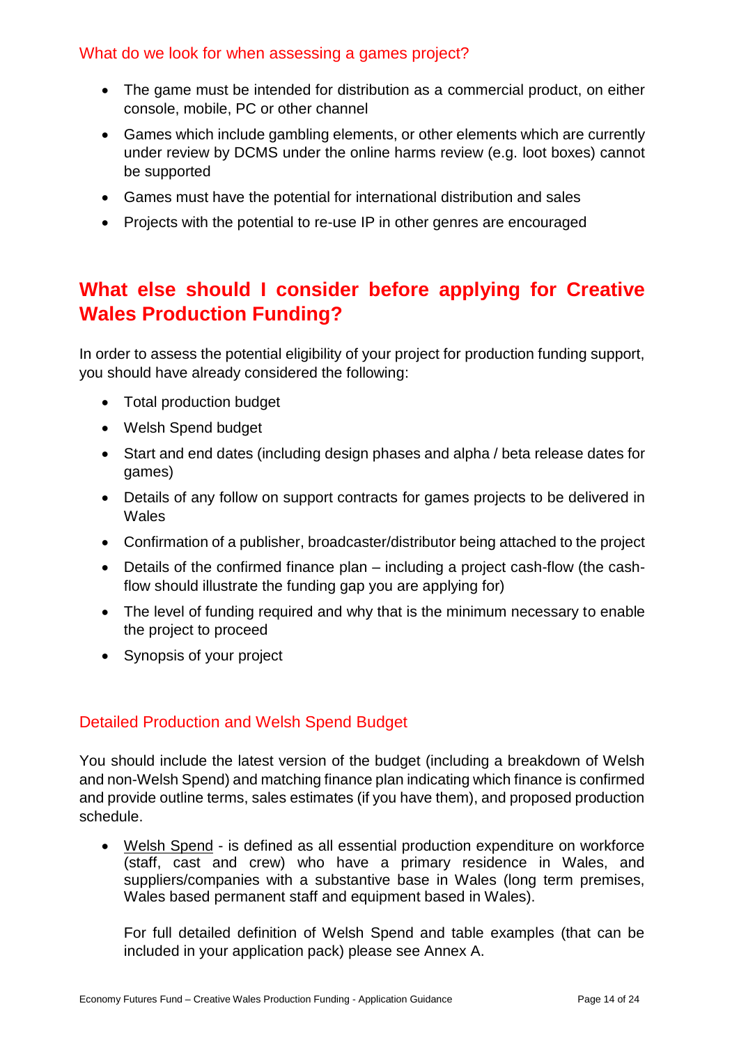### What do we look for when assessing a games project?

- The game must be intended for distribution as a commercial product, on either console, mobile, PC or other channel
- Games which include gambling elements, or other elements which are currently under review by DCMS under the online harms review (e.g. loot boxes) cannot be supported
- Games must have the potential for international distribution and sales
- Projects with the potential to re-use IP in other genres are encouraged

## What else should I consider before applying for Creative Wales Production Funding?

In order to assess the potential eligibility of your project for production funding support, you should have already considered the following:

- Total production budget
- Welsh Spend budget
- Start and end dates (including design phases and alpha / beta release dates for games)
- Details of any follow on support contracts for games projects to be delivered in Wales
- Confirmation of a publisher, broadcaster/distributor being attached to the project
- Details of the confirmed finance plan – including a project cash-flow (the cash-flow should illustrate the funding gap you are applying for)
- The level of funding required and why that is the minimum necessary to enable the project to proceed
- Synopsis of your project

### Detailed Production and Welsh Spend Budget

You should include the latest version of the budget (including a breakdown of Welsh and non-Welsh Spend) and matching finance plan indicating which finance is confirmed and provide outline terms, sales estimates (if you have them), and proposed production schedule.

- Welsh Spend - is defined as all essential production expenditure on workforce (staff, cast and crew) who have a primary residence in Wales, and suppliers/companies with a substantive base in Wales (long term premises, Wales based permanent staff and equipment based in Wales).

  For full detailed definition of Welsh Spend and table examples (that can be included in your application pack) please see Annex A.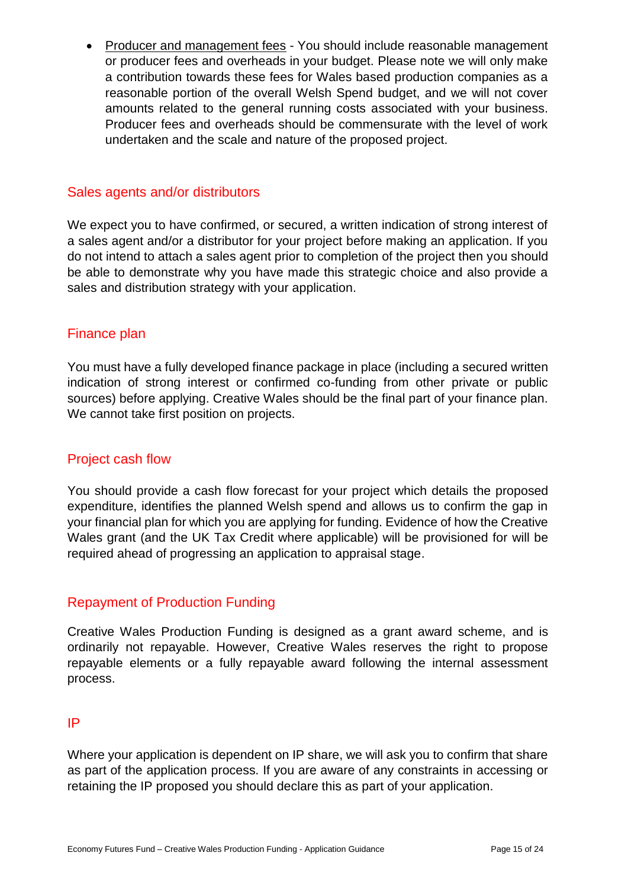- Producer and management fees - You should include reasonable management or producer fees and overheads in your budget. Please note we will only make a contribution towards these fees for Wales based production companies as a reasonable portion of the overall Welsh Spend budget, and we will not cover amounts related to the general running costs associated with your business. Producer fees and overheads should be commensurate with the level of work undertaken and the scale and nature of the proposed project.

## Sales agents and/or distributors

We expect you to have confirmed, or secured, a written indication of strong interest of a sales agent and/or a distributor for your project before making an application. If you do not intend to attach a sales agent prior to completion of the project then you should be able to demonstrate why you have made this strategic choice and also provide a sales and distribution strategy with your application.

## Finance plan

You must have a fully developed finance package in place (including a secured written indication of strong interest or confirmed co-funding from other private or public sources) before applying. Creative Wales should be the final part of your finance plan. We cannot take first position on projects.

## Project cash flow

You should provide a cash flow forecast for your project which details the proposed expenditure, identifies the planned Welsh spend and allows us to confirm the gap in your financial plan for which you are applying for funding. Evidence of how the Creative Wales grant (and the UK Tax Credit where applicable) will be provisioned for will be required ahead of progressing an application to appraisal stage.

## Repayment of Production Funding

Creative Wales Production Funding is designed as a grant award scheme, and is ordinarily not repayable. However, Creative Wales reserves the right to propose repayable elements or a fully repayable award following the internal assessment process.

## IP

Where your application is dependent on IP share, we will ask you to confirm that share as part of the application process. If you are aware of any constraints in accessing or retaining the IP proposed you should declare this as part of your application.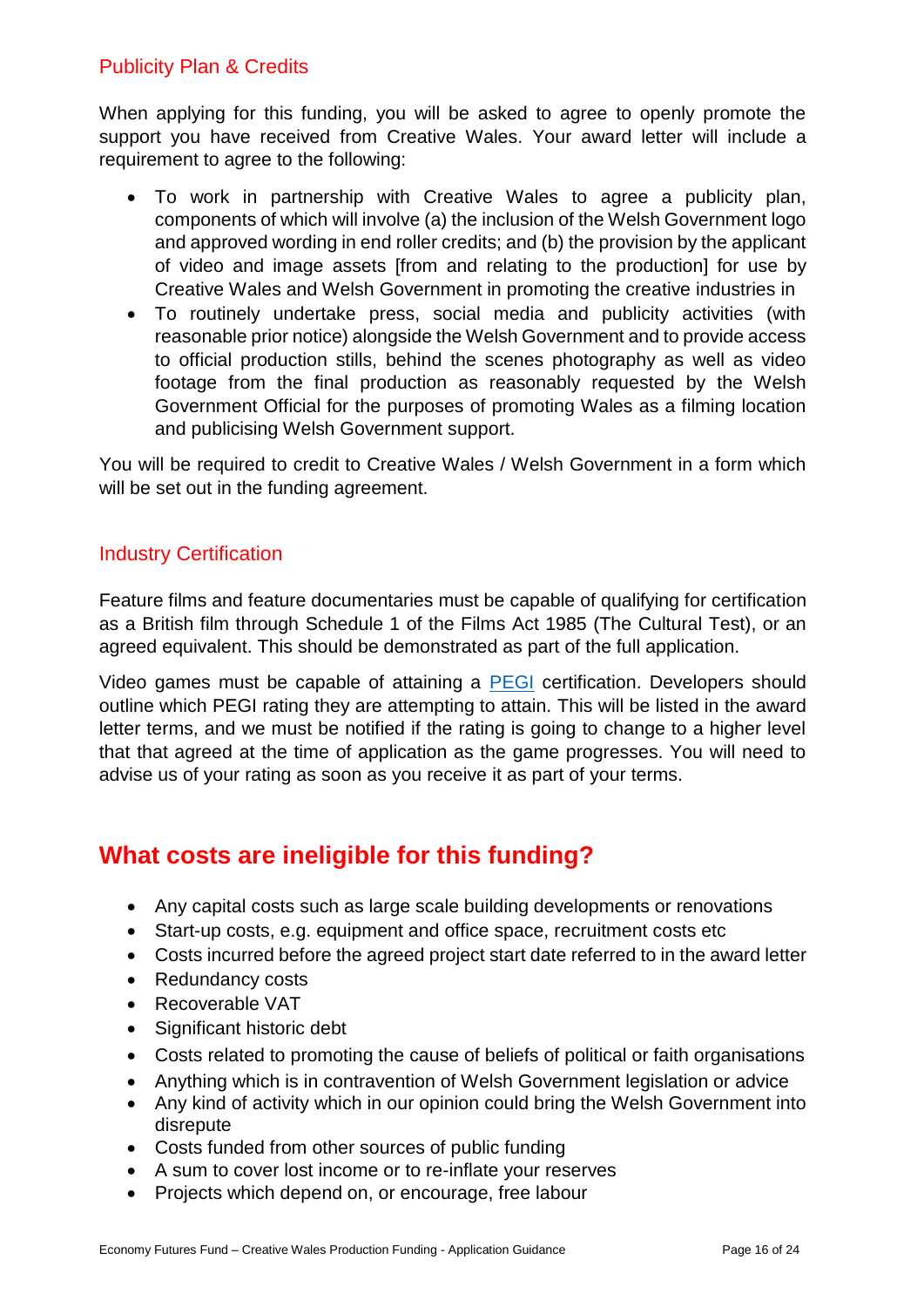### Publicity Plan & Credits

When applying for this funding, you will be asked to agree to openly promote the support you have received from Creative Wales. Your award letter will include a requirement to agree to the following:

- To work in partnership with Creative Wales to agree a publicity plan, components of which will involve (a) the inclusion of the Welsh Government logo and approved wording in end roller credits; and (b) the provision by the applicant of video and image assets [from and relating to the production] for use by Creative Wales and Welsh Government in promoting the creative industries in
- To routinely undertake press, social media and publicity activities (with reasonable prior notice) alongside the Welsh Government and to provide access to official production stills, behind the scenes photography as well as video footage from the final production as reasonably requested by the Welsh Government Official for the purposes of promoting Wales as a filming location and publicising Welsh Government support.

You will be required to credit to Creative Wales / Welsh Government in a form which will be set out in the funding agreement.

### Industry Certification

Feature films and feature documentaries must be capable of qualifying for certification as a British film through Schedule 1 of the Films Act 1985 (The Cultural Test), or an agreed equivalent. This should be demonstrated as part of the full application.

Video games must be capable of attaining a PEGI certification. Developers should outline which PEGI rating they are attempting to attain. This will be listed in the award letter terms, and we must be notified if the rating is going to change to a higher level that that agreed at the time of application as the game progresses. You will need to advise us of your rating as soon as you receive it as part of your terms.

## What costs are ineligible for this funding?

- Any capital costs such as large scale building developments or renovations
- Start-up costs, e.g. equipment and office space, recruitment costs etc
- Costs incurred before the agreed project start date referred to in the award letter
- Redundancy costs
- Recoverable VAT
- Significant historic debt
- Costs related to promoting the cause of beliefs of political or faith organisations
- Anything which is in contravention of Welsh Government legislation or advice
- Any kind of activity which in our opinion could bring the Welsh Government into disrepute
- Costs funded from other sources of public funding
- A sum to cover lost income or to re-inflate your reserves
- Projects which depend on, or encourage, free labour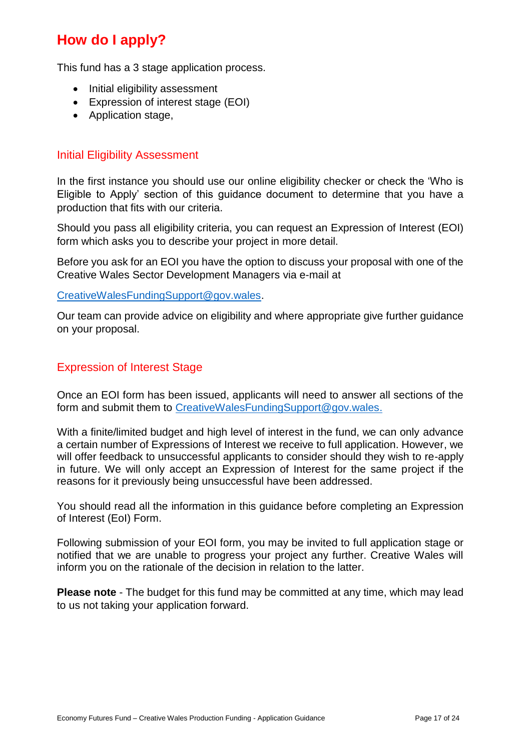# How do I apply?

This fund has a 3 stage application process.

- Initial eligibility assessment
- Expression of interest stage (EOI)
- Application stage,

## Initial Eligibility Assessment

In the first instance you should use our online eligibility checker or check the 'Who is Eligible to Apply' section of this guidance document to determine that you have a production that fits with our criteria.

Should you pass all eligibility criteria, you can request an Expression of Interest (EOI) form which asks you to describe your project in more detail.

Before you ask for an EOI you have the option to discuss your proposal with one of the Creative Wales Sector Development Managers via e-mail at

CreativeWalesFundingSupport@gov.wales.

Our team can provide advice on eligibility and where appropriate give further guidance on your proposal.

## Expression of Interest Stage

Once an EOI form has been issued, applicants will need to answer all sections of the form and submit them to CreativeWalesFundingSupport@gov.wales.

With a finite/limited budget and high level of interest in the fund, we can only advance a certain number of Expressions of Interest we receive to full application. However, we will offer feedback to unsuccessful applicants to consider should they wish to re-apply in future. We will only accept an Expression of Interest for the same project if the reasons for it previously being unsuccessful have been addressed.

You should read all the information in this guidance before completing an Expression of Interest (EoI) Form.

Following submission of your EOI form, you may be invited to full application stage or notified that we are unable to progress your project any further. Creative Wales will inform you on the rationale of the decision in relation to the latter.

**Please note** - The budget for this fund may be committed at any time, which may lead to us not taking your application forward.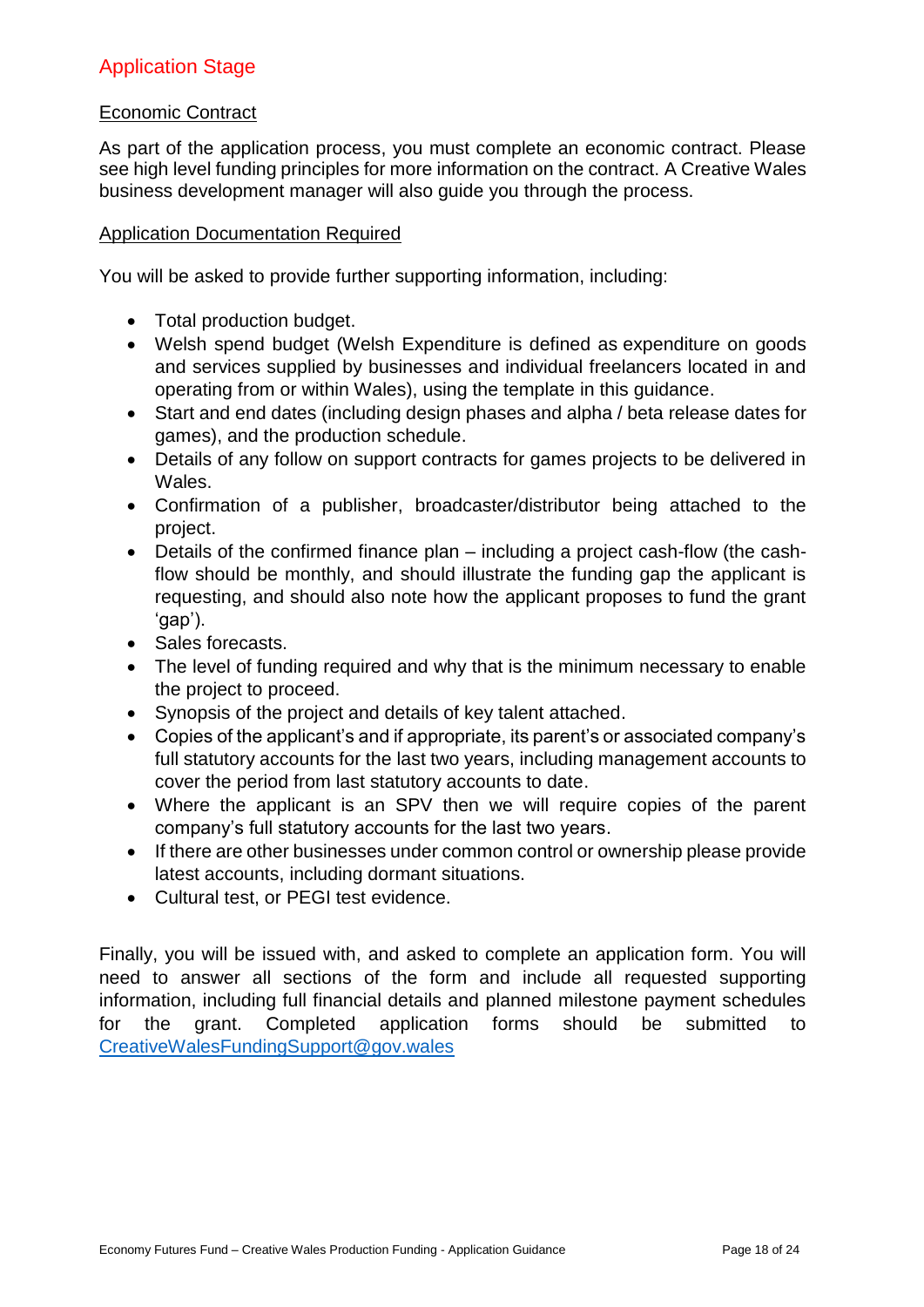## Application Stage

### Economic Contract

As part of the application process, you must complete an economic contract. Please see high level funding principles for more information on the contract. A Creative Wales business development manager will also guide you through the process.

### Application Documentation Required

You will be asked to provide further supporting information, including:

- Total production budget.
- Welsh spend budget (Welsh Expenditure is defined as expenditure on goods and services supplied by businesses and individual freelancers located in and operating from or within Wales), using the template in this guidance.
- Start and end dates (including design phases and alpha / beta release dates for games), and the production schedule.
- Details of any follow on support contracts for games projects to be delivered in Wales.
- Confirmation of a publisher, broadcaster/distributor being attached to the project.
- Details of the confirmed finance plan – including a project cash-flow (the cash-flow should be monthly, and should illustrate the funding gap the applicant is requesting, and should also note how the applicant proposes to fund the grant 'gap').
- Sales forecasts.
- The level of funding required and why that is the minimum necessary to enable the project to proceed.
- Synopsis of the project and details of key talent attached.
- Copies of the applicant's and if appropriate, its parent's or associated company's full statutory accounts for the last two years, including management accounts to cover the period from last statutory accounts to date.
- Where the applicant is an SPV then we will require copies of the parent company's full statutory accounts for the last two years.
- If there are other businesses under common control or ownership please provide latest accounts, including dormant situations.
- Cultural test, or PEGI test evidence.

Finally, you will be issued with, and asked to complete an application form. You will need to answer all sections of the form and include all requested supporting information, including full financial details and planned milestone payment schedules for the grant. Completed application forms should be submitted to CreativeWalesFundingSupport@gov.wales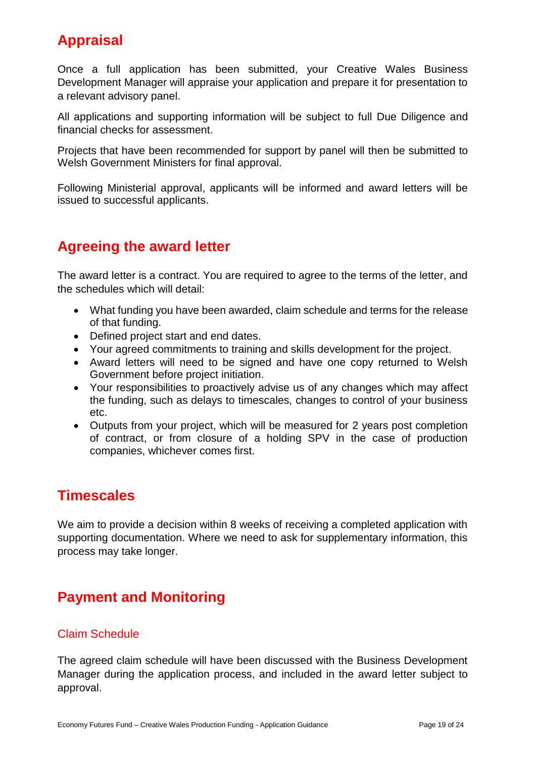## Appraisal

Once a full application has been submitted, your Creative Wales Business Development Manager will appraise your application and prepare it for presentation to a relevant advisory panel.

All applications and supporting information will be subject to full Due Diligence and financial checks for assessment.

Projects that have been recommended for support by panel will then be submitted to Welsh Government Ministers for final approval.

Following Ministerial approval, applicants will be informed and award letters will be issued to successful applicants.

## Agreeing the award letter

The award letter is a contract. You are required to agree to the terms of the letter, and the schedules which will detail:

- What funding you have been awarded, claim schedule and terms for the release of that funding.
- Defined project start and end dates.
- Your agreed commitments to training and skills development for the project.
- Award letters will need to be signed and have one copy returned to Welsh Government before project initiation.
- Your responsibilities to proactively advise us of any changes which may affect the funding, such as delays to timescales, changes to control of your business etc.
- Outputs from your project, which will be measured for 2 years post completion of contract, or from closure of a holding SPV in the case of production companies, whichever comes first.

## Timescales

We aim to provide a decision within 8 weeks of receiving a completed application with supporting documentation. Where we need to ask for supplementary information, this process may take longer.

## Payment and Monitoring

### Claim Schedule

The agreed claim schedule will have been discussed with the Business Development Manager during the application process, and included in the award letter subject to approval.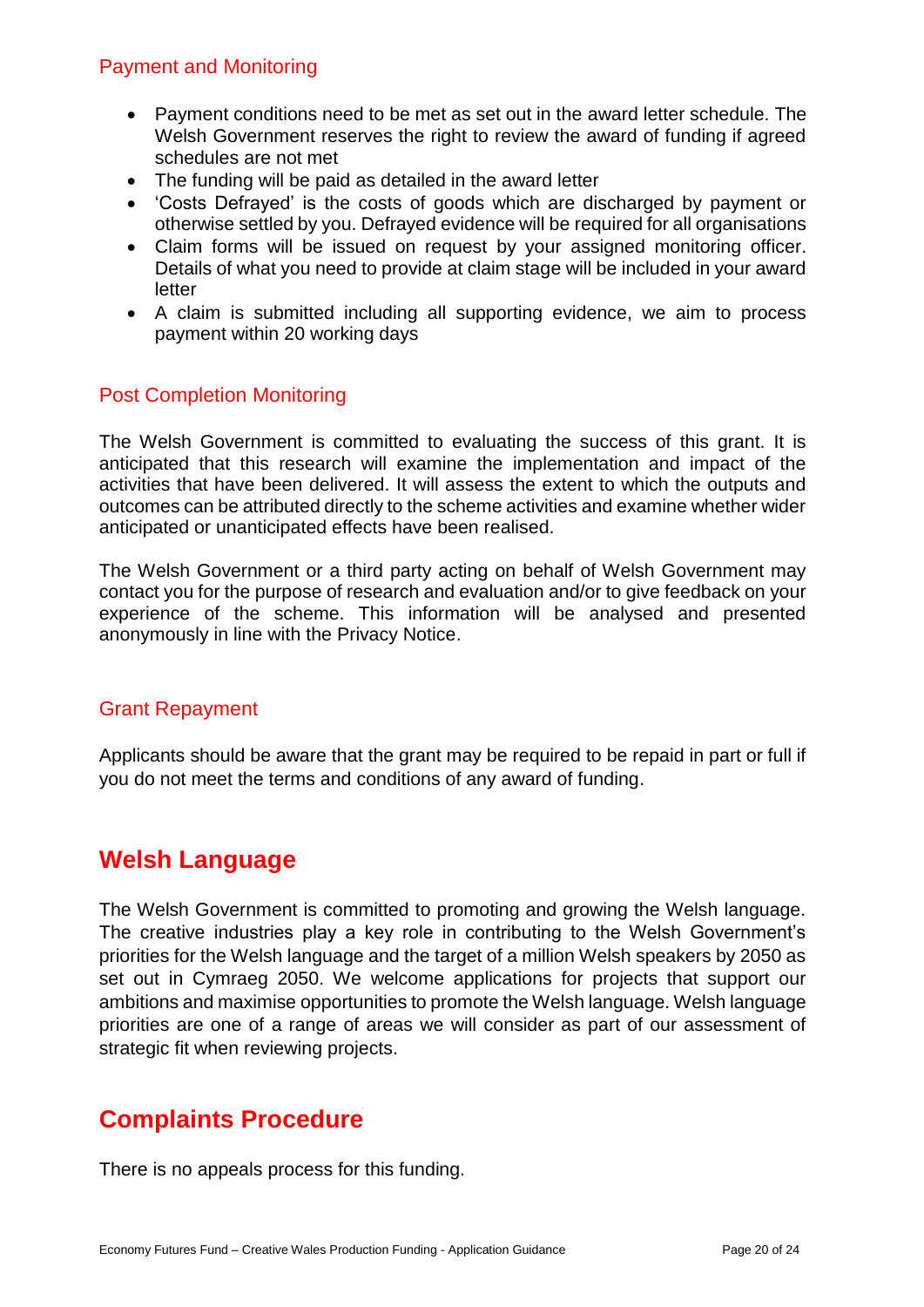### Payment and Monitoring

- Payment conditions need to be met as set out in the award letter schedule. The Welsh Government reserves the right to review the award of funding if agreed schedules are not met
- The funding will be paid as detailed in the award letter
- 'Costs Defrayed' is the costs of goods which are discharged by payment or otherwise settled by you. Defrayed evidence will be required for all organisations
- Claim forms will be issued on request by your assigned monitoring officer. Details of what you need to provide at claim stage will be included in your award letter
- A claim is submitted including all supporting evidence, we aim to process payment within 20 working days

### Post Completion Monitoring

The Welsh Government is committed to evaluating the success of this grant. It is anticipated that this research will examine the implementation and impact of the activities that have been delivered. It will assess the extent to which the outputs and outcomes can be attributed directly to the scheme activities and examine whether wider anticipated or unanticipated effects have been realised.

The Welsh Government or a third party acting on behalf of Welsh Government may contact you for the purpose of research and evaluation and/or to give feedback on your experience of the scheme. This information will be analysed and presented anonymously in line with the Privacy Notice.

### Grant Repayment

Applicants should be aware that the grant may be required to be repaid in part or full if you do not meet the terms and conditions of any award of funding.

## Welsh Language

The Welsh Government is committed to promoting and growing the Welsh language. The creative industries play a key role in contributing to the Welsh Government's priorities for the Welsh language and the target of a million Welsh speakers by 2050 as set out in Cymraeg 2050. We welcome applications for projects that support our ambitions and maximise opportunities to promote the Welsh language. Welsh language priorities are one of a range of areas we will consider as part of our assessment of strategic fit when reviewing projects.

## Complaints Procedure

There is no appeals process for this funding.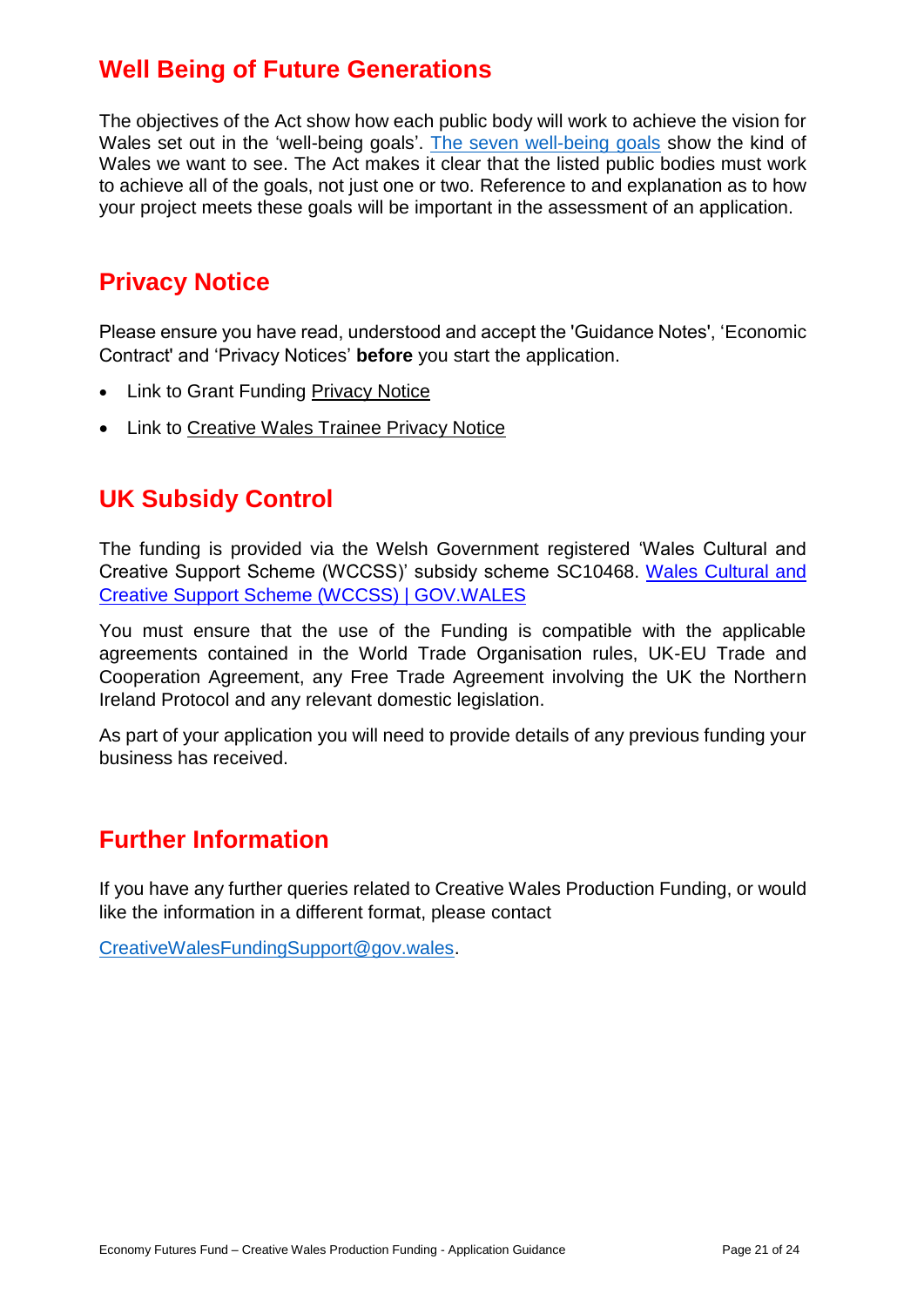## Well Being of Future Generations

The objectives of the Act show how each public body will work to achieve the vision for Wales set out in the 'well-being goals'. The seven well-being goals show the kind of Wales we want to see. The Act makes it clear that the listed public bodies must work to achieve all of the goals, not just one or two. Reference to and explanation as to how your project meets these goals will be important in the assessment of an application.

## Privacy Notice

Please ensure you have read, understood and accept the 'Guidance Notes', 'Economic Contract' and 'Privacy Notices' **before** you start the application.

- Link to Grant Funding Privacy Notice
- Link to Creative Wales Trainee Privacy Notice

## UK Subsidy Control

The funding is provided via the Welsh Government registered 'Wales Cultural and Creative Support Scheme (WCCSS)' subsidy scheme SC10468. Wales Cultural and Creative Support Scheme (WCCSS) | GOV.WALES

You must ensure that the use of the Funding is compatible with the applicable agreements contained in the World Trade Organisation rules, UK-EU Trade and Cooperation Agreement, any Free Trade Agreement involving the UK the Northern Ireland Protocol and any relevant domestic legislation.

As part of your application you will need to provide details of any previous funding your business has received.

## Further Information

If you have any further queries related to Creative Wales Production Funding, or would like the information in a different format, please contact

CreativeWalesFundingSupport@gov.wales.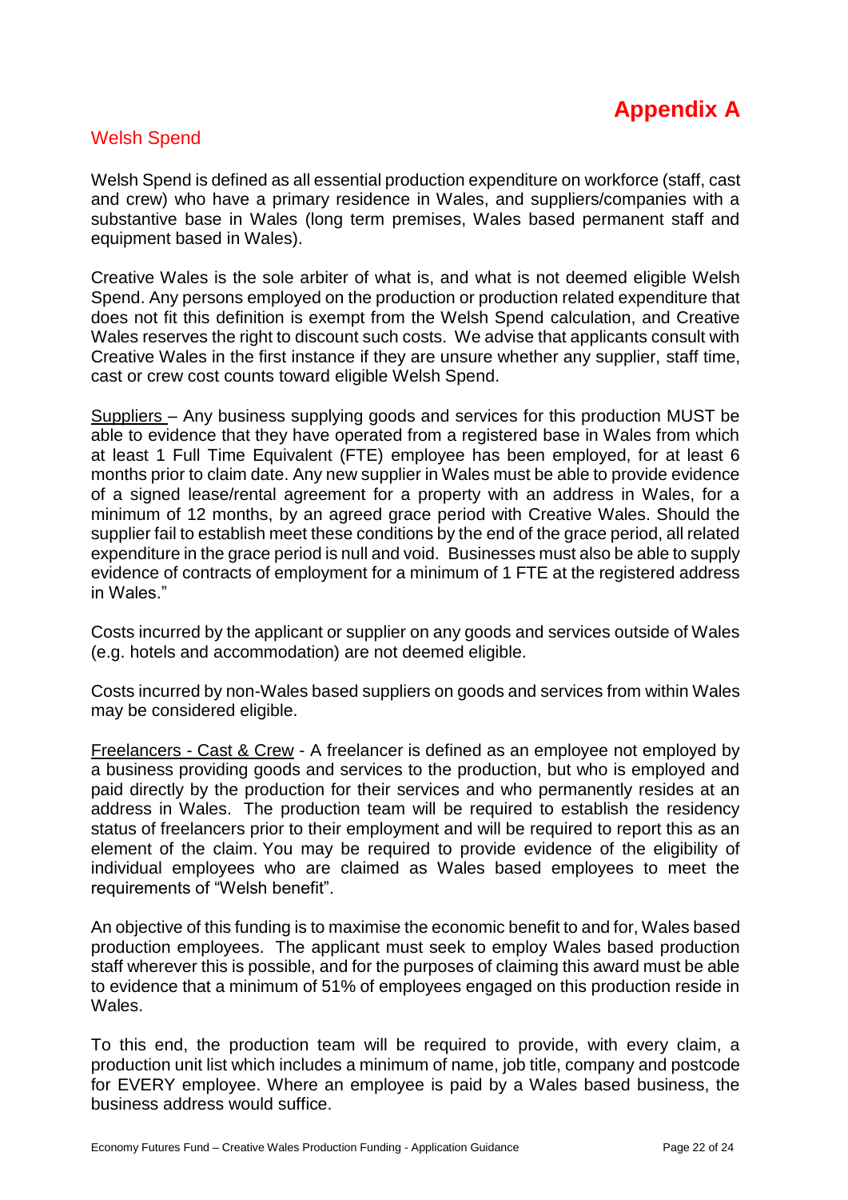# Appendix A

## Welsh Spend

Welsh Spend is defined as all essential production expenditure on workforce (staff, cast and crew) who have a primary residence in Wales, and suppliers/companies with a substantive base in Wales (long term premises, Wales based permanent staff and equipment based in Wales).

Creative Wales is the sole arbiter of what is, and what is not deemed eligible Welsh Spend. Any persons employed on the production or production related expenditure that does not fit this definition is exempt from the Welsh Spend calculation, and Creative Wales reserves the right to discount such costs. We advise that applicants consult with Creative Wales in the first instance if they are unsure whether any supplier, staff time, cast or crew cost counts toward eligible Welsh Spend.

Suppliers – Any business supplying goods and services for this production MUST be able to evidence that they have operated from a registered base in Wales from which at least 1 Full Time Equivalent (FTE) employee has been employed, for at least 6 months prior to claim date. Any new supplier in Wales must be able to provide evidence of a signed lease/rental agreement for a property with an address in Wales, for a minimum of 12 months, by an agreed grace period with Creative Wales. Should the supplier fail to establish meet these conditions by the end of the grace period, all related expenditure in the grace period is null and void. Businesses must also be able to supply evidence of contracts of employment for a minimum of 1 FTE at the registered address in Wales."

Costs incurred by the applicant or supplier on any goods and services outside of Wales (e.g. hotels and accommodation) are not deemed eligible.

Costs incurred by non-Wales based suppliers on goods and services from within Wales may be considered eligible.

Freelancers - Cast & Crew - A freelancer is defined as an employee not employed by a business providing goods and services to the production, but who is employed and paid directly by the production for their services and who permanently resides at an address in Wales. The production team will be required to establish the residency status of freelancers prior to their employment and will be required to report this as an element of the claim. You may be required to provide evidence of the eligibility of individual employees who are claimed as Wales based employees to meet the requirements of "Welsh benefit".

An objective of this funding is to maximise the economic benefit to and for, Wales based production employees. The applicant must seek to employ Wales based production staff wherever this is possible, and for the purposes of claiming this award must be able to evidence that a minimum of 51% of employees engaged on this production reside in Wales.

To this end, the production team will be required to provide, with every claim, a production unit list which includes a minimum of name, job title, company and postcode for EVERY employee. Where an employee is paid by a Wales based business, the business address would suffice.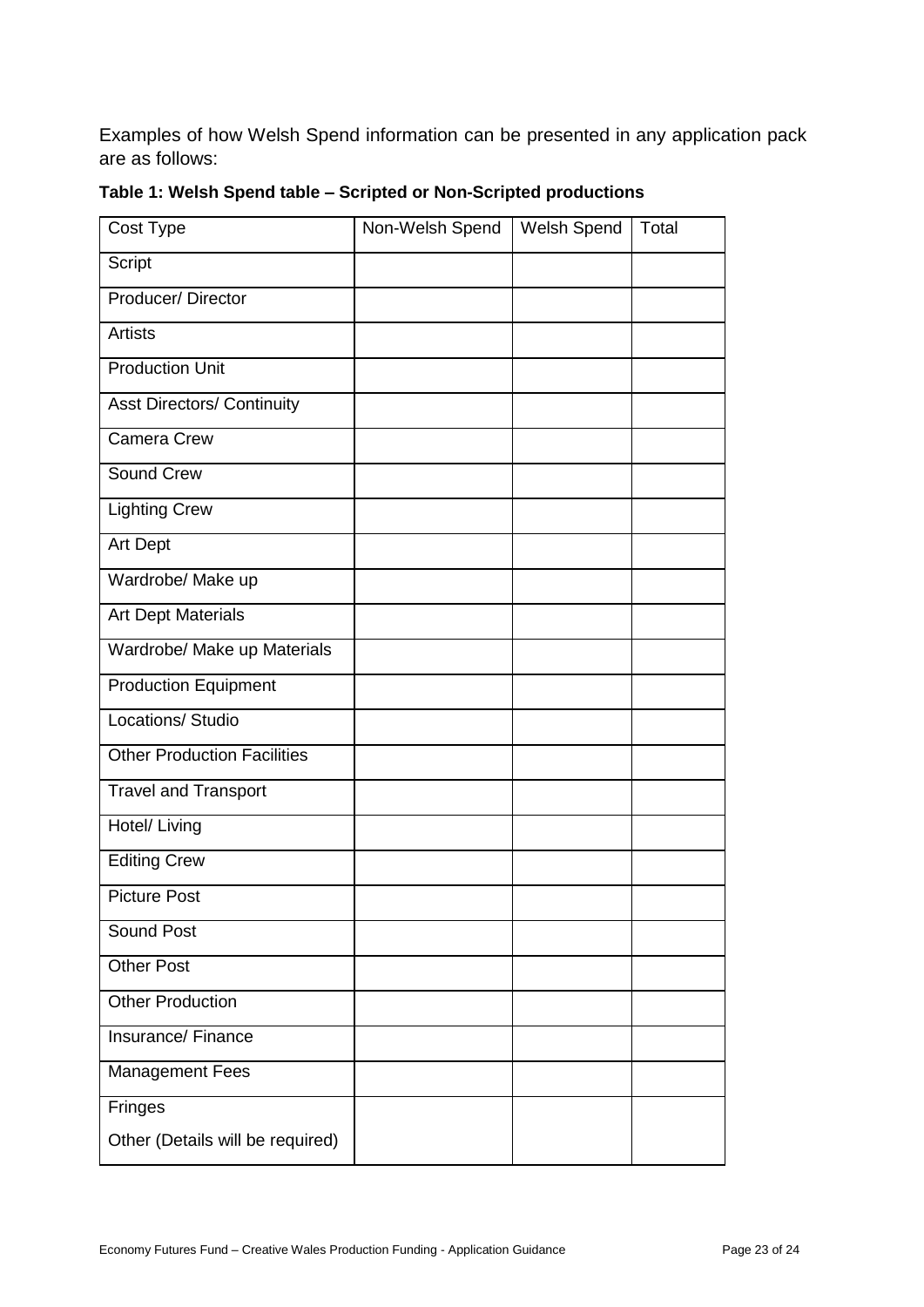Examples of how Welsh Spend information can be presented in any application pack are as follows:

**Table 1: Welsh Spend table – Scripted or Non-Scripted productions**

| Cost Type | Non-Welsh Spend | Welsh Spend | Total |
|---|---|---|---|
| Script | | | |
| Producer/ Director | | | |
| Artists | | | |
| Production Unit | | | |
| Asst Directors/ Continuity | | | |
| Camera Crew | | | |
| Sound Crew | | | |
| Lighting Crew | | | |
| Art Dept | | | |
| Wardrobe/ Make up | | | |
| Art Dept Materials | | | |
| Wardrobe/ Make up Materials | | | |
| Production Equipment | | | |
| Locations/ Studio | | | |
| Other Production Facilities | | | |
| Travel and Transport | | | |
| Hotel/ Living | | | |
| Editing Crew | | | |
| Picture Post | | | |
| Sound Post | | | |
| Other Post | | | |
| Other Production | | | |
| Insurance/ Finance | | | |
| Management Fees | | | |
| Fringes<br>Other (Details will be required) | | | |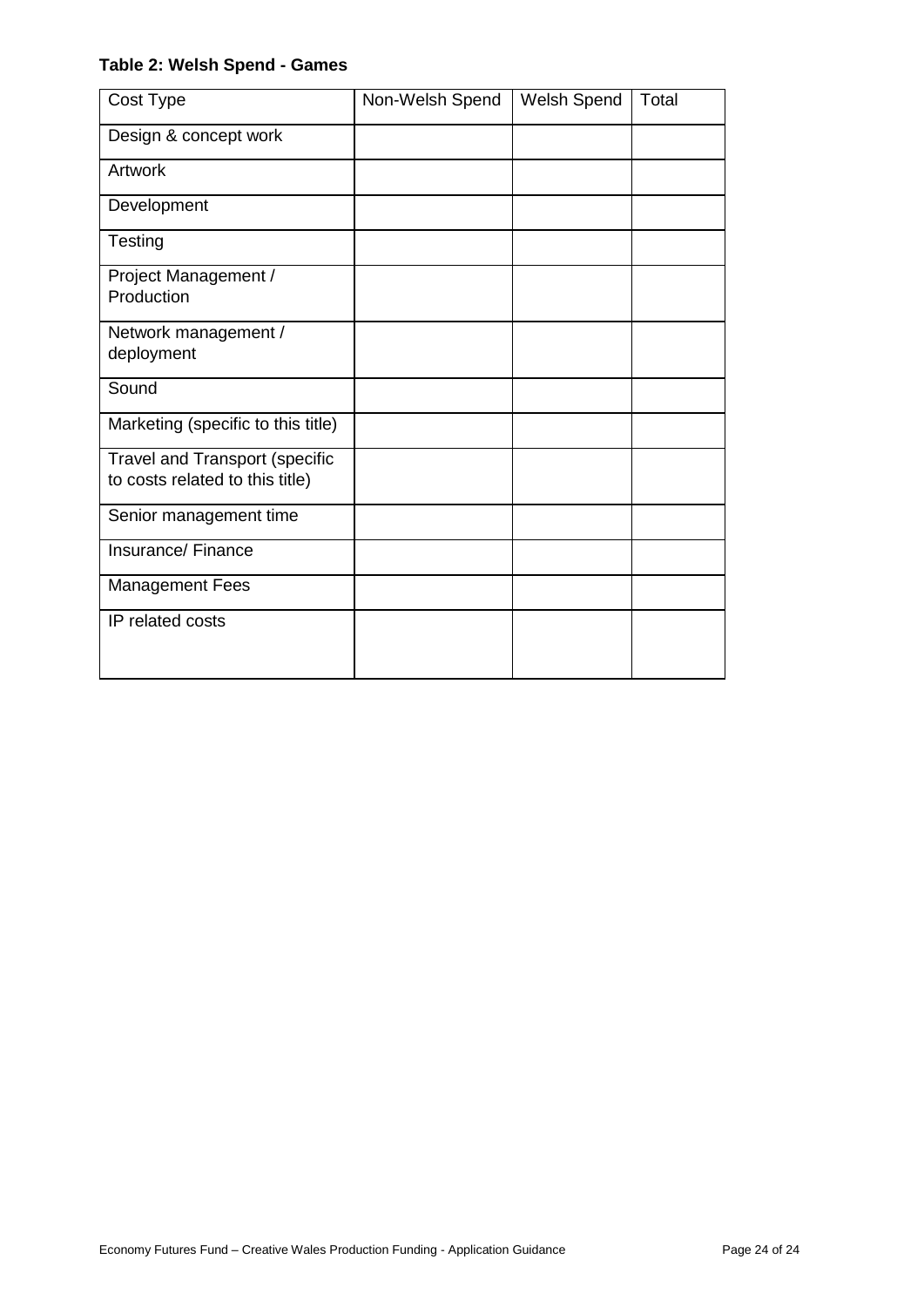**Table 2: Welsh Spend - Games**

| Cost Type | Non-Welsh Spend | Welsh Spend | Total |
|---|---|---|---|
| Design & concept work | | | |
| Artwork | | | |
| Development | | | |
| Testing | | | |
| Project Management / Production | | | |
| Network management / deployment | | | |
| Sound | | | |
| Marketing (specific to this title) | | | |
| Travel and Transport (specific to costs related to this title) | | | |
| Senior management time | | | |
| Insurance/ Finance | | | |
| Management Fees | | | |
| IP related costs | | | |